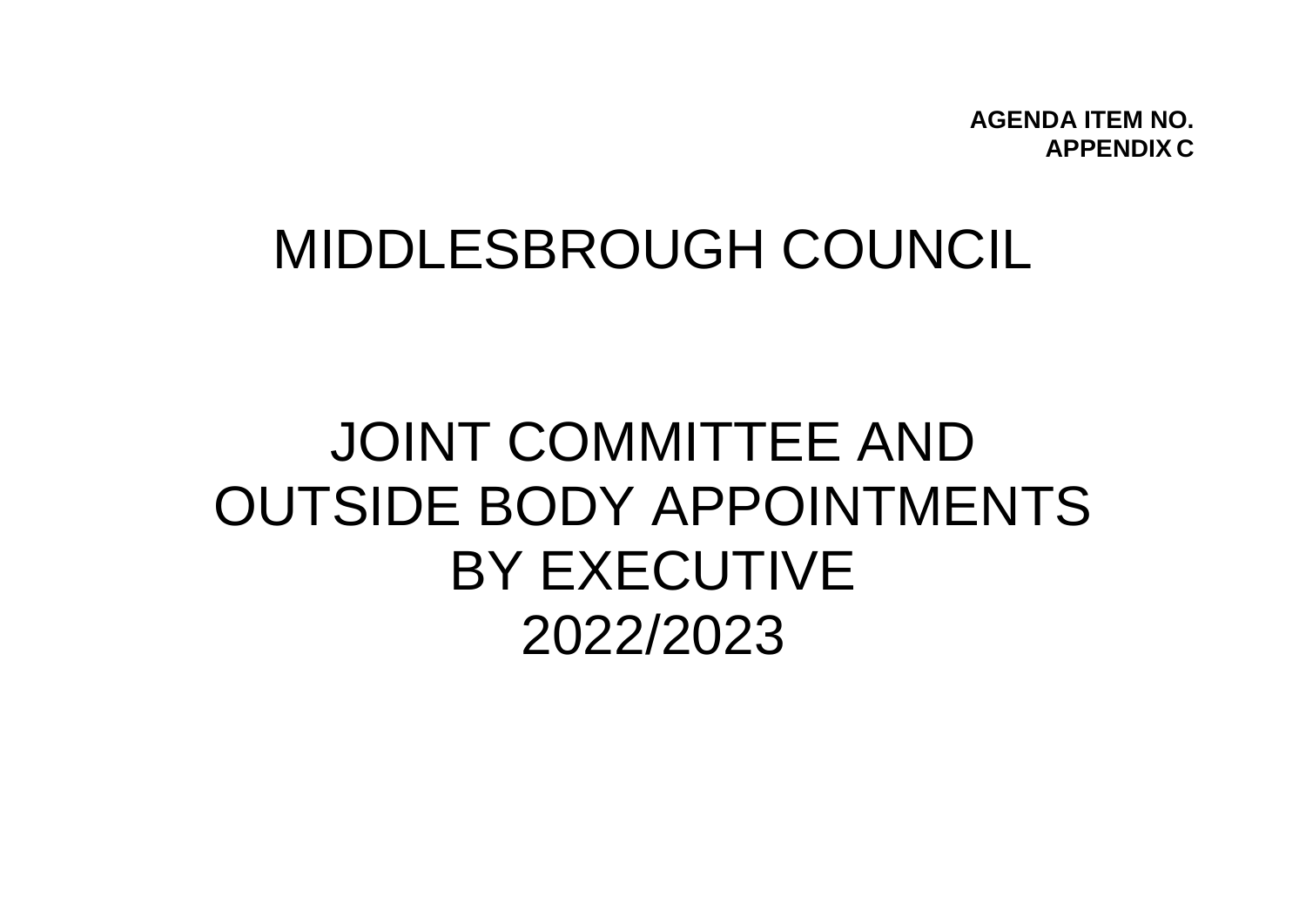**AGENDA ITEM NO.**
**APPENDIX C**

# MIDDLESBROUGH COUNCIL

# JOINT COMMITTEE AND OUTSIDE BODY APPOINTMENTS BY EXECUTIVE 2022/2023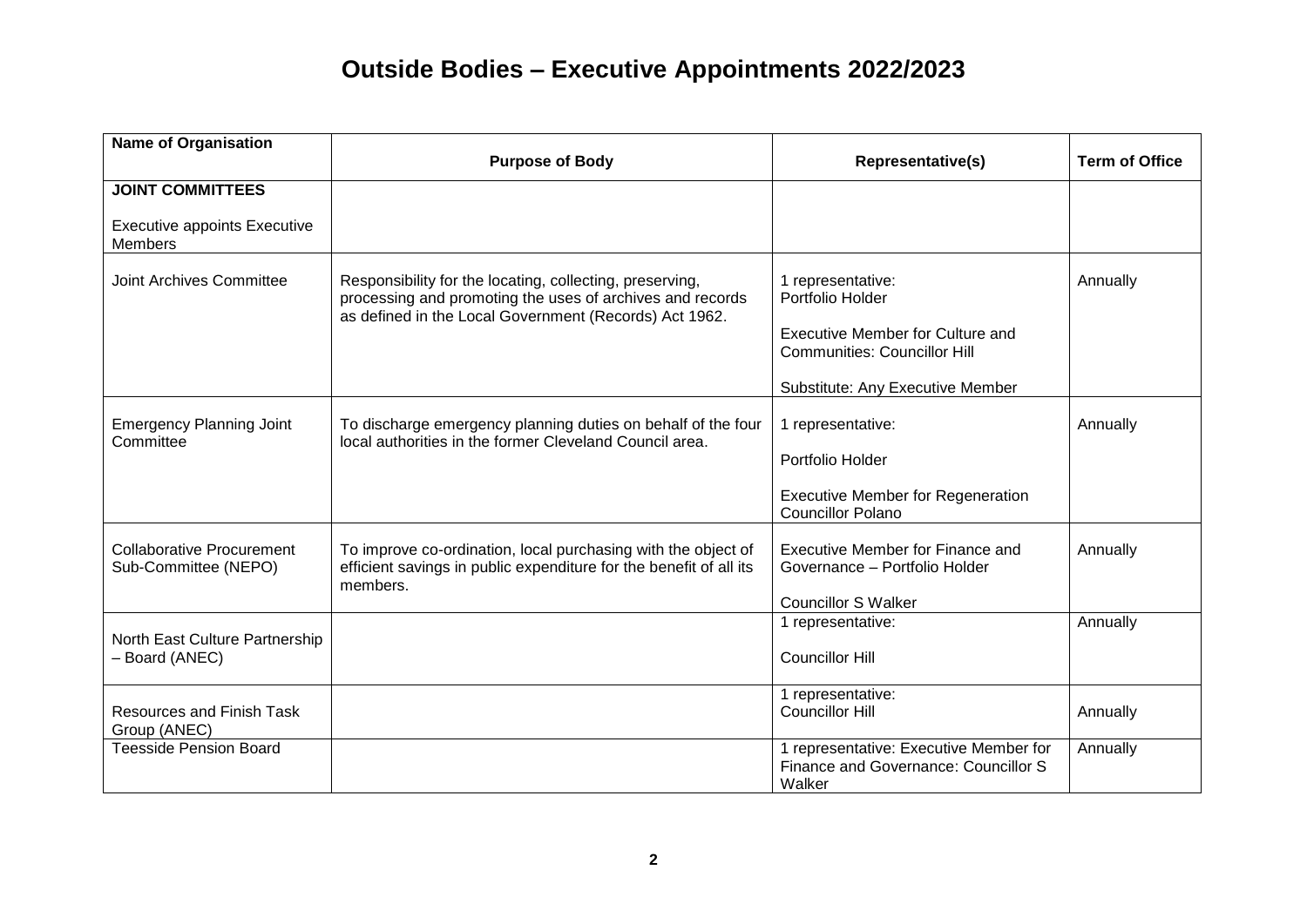# Outside Bodies – Executive Appointments 2022/2023

| Name of Organisation | Purpose of Body | Representative(s) | Term of Office |
|---|---|---|---|
| **JOINT COMMITTEES**<br><br>Executive appoints Executive Members | | | |
| Joint Archives Committee | Responsibility for the locating, collecting, preserving, processing and promoting the uses of archives and records as defined in the Local Government (Records) Act 1962. | 1 representative:<br>Portfolio Holder<br><br>Executive Member for Culture and Communities: Councillor Hill<br><br>Substitute: Any Executive Member | Annually |
| Emergency Planning Joint Committee | To discharge emergency planning duties on behalf of the four local authorities in the former Cleveland Council area. | 1 representative:<br><br>Portfolio Holder<br><br>Executive Member for Regeneration Councillor Polano | Annually |
| Collaborative Procurement Sub-Committee (NEPO) | To improve co-ordination, local purchasing with the object of efficient savings in public expenditure for the benefit of all its members. | Executive Member for Finance and Governance – Portfolio Holder<br><br>Councillor S Walker | Annually |
| North East Culture Partnership – Board (ANEC) | | 1 representative:<br><br>Councillor Hill | Annually |
| Resources and Finish Task Group (ANEC) | | 1 representative:<br>Councillor Hill | Annually |
| Teesside Pension Board | | 1 representative: Executive Member for Finance and Governance: Councillor S Walker | Annually |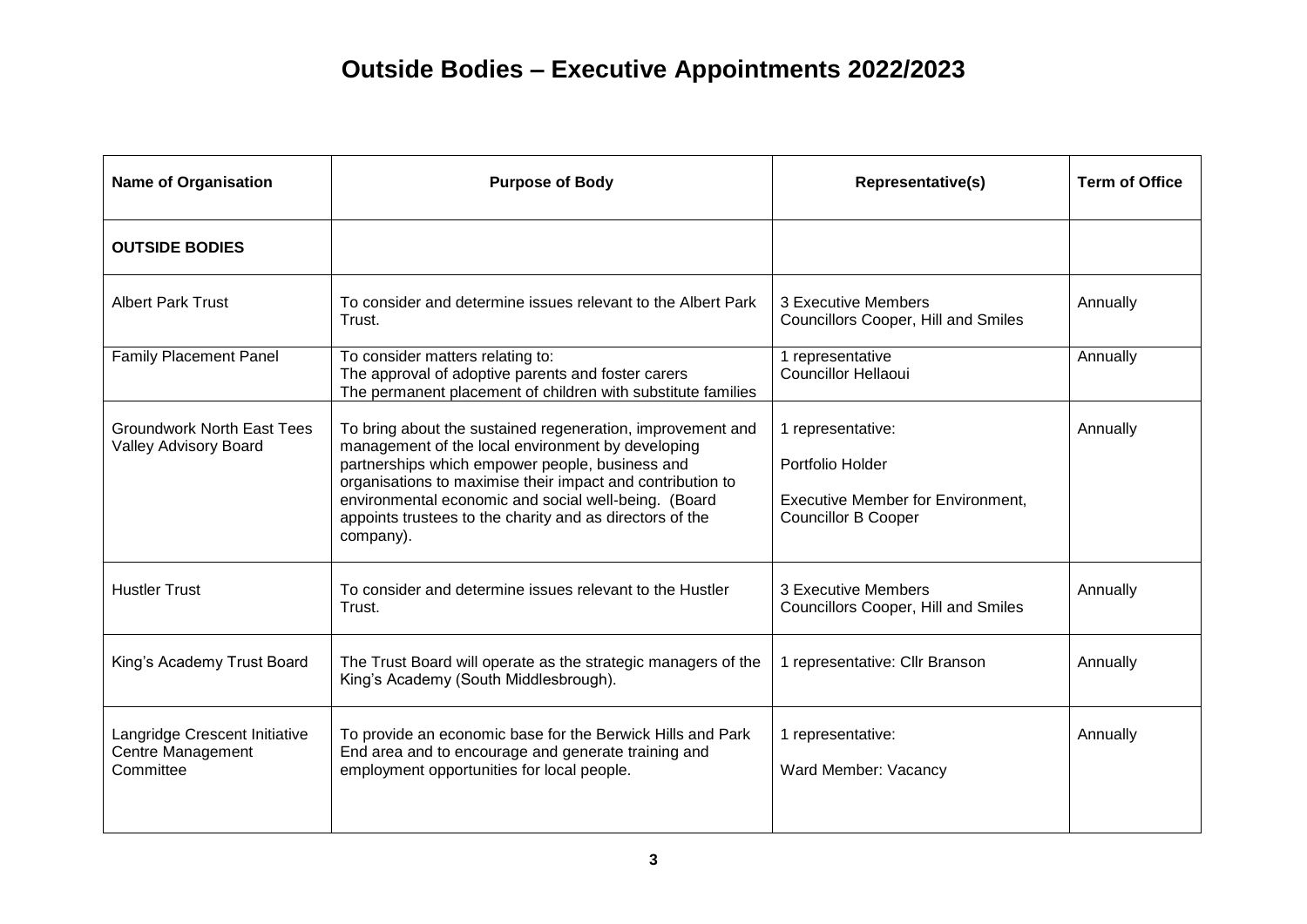# Outside Bodies – Executive Appointments 2022/2023

| Name of Organisation | Purpose of Body | Representative(s) | Term of Office |
|---|---|---|---|
| **OUTSIDE BODIES** | | | |
| Albert Park Trust | To consider and determine issues relevant to the Albert Park Trust. | 3 Executive Members<br>Councillors Cooper, Hill and Smiles | Annually |
| Family Placement Panel | To consider matters relating to:<br>The approval of adoptive parents and foster carers<br>The permanent placement of children with substitute families | 1 representative<br>Councillor Hellaoui | Annually |
| Groundwork North East Tees Valley Advisory Board | To bring about the sustained regeneration, improvement and management of the local environment by developing partnerships which empower people, business and organisations to maximise their impact and contribution to environmental economic and social well-being. (Board appoints trustees to the charity and as directors of the company). | 1 representative:<br><br>Portfolio Holder<br><br>Executive Member for Environment, Councillor B Cooper | Annually |
| Hustler Trust | To consider and determine issues relevant to the Hustler Trust. | 3 Executive Members<br>Councillors Cooper, Hill and Smiles | Annually |
| King's Academy Trust Board | The Trust Board will operate as the strategic managers of the King's Academy (South Middlesbrough). | 1 representative: Cllr Branson | Annually |
| Langridge Crescent Initiative Centre Management Committee | To provide an economic base for the Berwick Hills and Park End area and to encourage and generate training and employment opportunities for local people. | 1 representative:<br><br>Ward Member: Vacancy | Annually |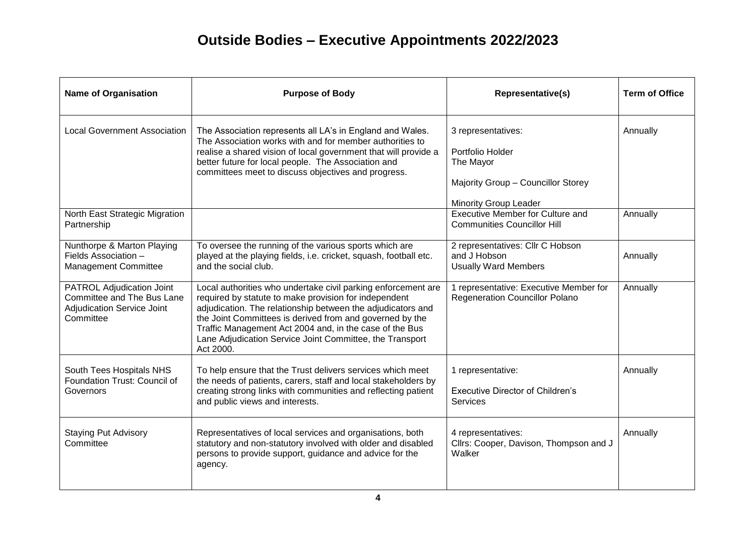# Outside Bodies – Executive Appointments 2022/2023

| Name of Organisation | Purpose of Body | Representative(s) | Term of Office |
|---|---|---|---|
| Local Government Association | The Association represents all LA's in England and Wales. The Association works with and for member authorities to realise a shared vision of local government that will provide a better future for local people. The Association and committees meet to discuss objectives and progress. | 3 representatives:<br><br>Portfolio Holder<br>The Mayor<br><br>Majority Group – Councillor Storey<br><br>Minority Group Leader | Annually |
| North East Strategic Migration Partnership | | Executive Member for Culture and Communities Councillor Hill | Annually |
| Nunthorpe & Marton Playing Fields Association – Management Committee | To oversee the running of the various sports which are played at the playing fields, i.e. cricket, squash, football etc. and the social club. | 2 representatives: Cllr C Hobson and J Hobson<br>Usually Ward Members | Annually |
| PATROL Adjudication Joint Committee and The Bus Lane Adjudication Service Joint Committee | Local authorities who undertake civil parking enforcement are required by statute to make provision for independent adjudication. The relationship between the adjudicators and the Joint Committees is derived from and governed by the Traffic Management Act 2004 and, in the case of the Bus Lane Adjudication Service Joint Committee, the Transport Act 2000. | 1 representative: Executive Member for Regeneration Councillor Polano | Annually |
| South Tees Hospitals NHS Foundation Trust: Council of Governors | To help ensure that the Trust delivers services which meet the needs of patients, carers, staff and local stakeholders by creating strong links with communities and reflecting patient and public views and interests. | 1 representative:<br><br>Executive Director of Children's Services | Annually |
| Staying Put Advisory Committee | Representatives of local services and organisations, both statutory and non-statutory involved with older and disabled persons to provide support, guidance and advice for the agency. | 4 representatives:<br>Cllrs: Cooper, Davison, Thompson and J Walker | Annually |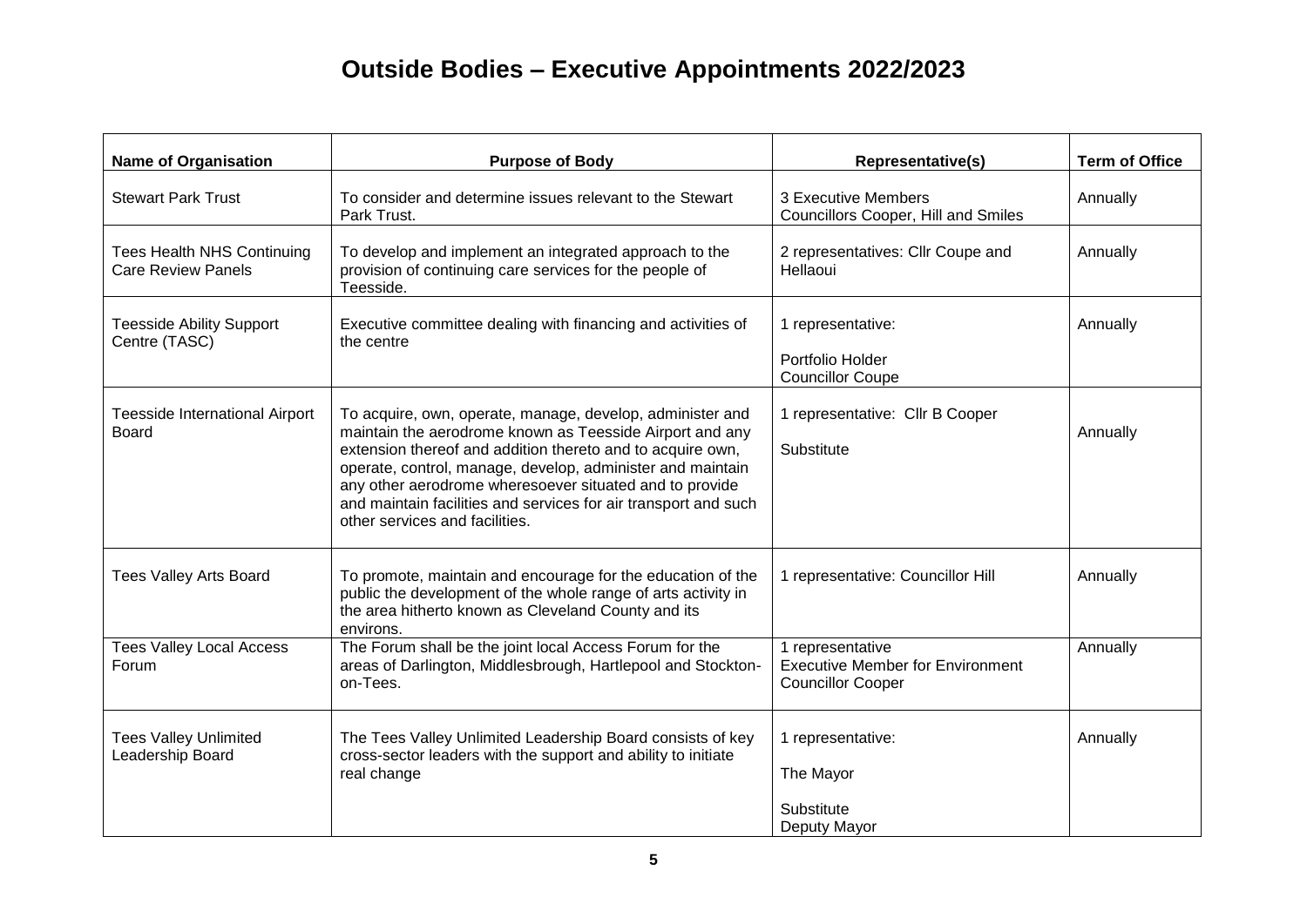# Outside Bodies – Executive Appointments 2022/2023

| Name of Organisation | Purpose of Body | Representative(s) | Term of Office |
|---|---|---|---|
| Stewart Park Trust | To consider and determine issues relevant to the Stewart Park Trust. | 3 Executive Members<br>Councillors Cooper, Hill and Smiles | Annually |
| Tees Health NHS Continuing Care Review Panels | To develop and implement an integrated approach to the provision of continuing care services for the people of Teesside. | 2 representatives: Cllr Coupe and Hellaoui | Annually |
| Teesside Ability Support Centre (TASC) | Executive committee dealing with financing and activities of the centre | 1 representative:<br><br>Portfolio Holder<br>Councillor Coupe | Annually |
| Teesside International Airport Board | To acquire, own, operate, manage, develop, administer and maintain the aerodrome known as Teesside Airport and any extension thereof and addition thereto and to acquire own, operate, control, manage, develop, administer and maintain any other aerodrome wheresoever situated and to provide and maintain facilities and services for air transport and such other services and facilities. | 1 representative: Cllr B Cooper<br><br>Substitute | Annually |
| Tees Valley Arts Board | To promote, maintain and encourage for the education of the public the development of the whole range of arts activity in the area hitherto known as Cleveland County and its environs. | 1 representative: Councillor Hill | Annually |
| Tees Valley Local Access Forum | The Forum shall be the joint local Access Forum for the areas of Darlington, Middlesbrough, Hartlepool and Stockton-on-Tees. | 1 representative<br>Executive Member for Environment<br>Councillor Cooper | Annually |
| Tees Valley Unlimited Leadership Board | The Tees Valley Unlimited Leadership Board consists of key cross-sector leaders with the support and ability to initiate real change | 1 representative:<br><br>The Mayor<br><br>Substitute<br>Deputy Mayor | Annually |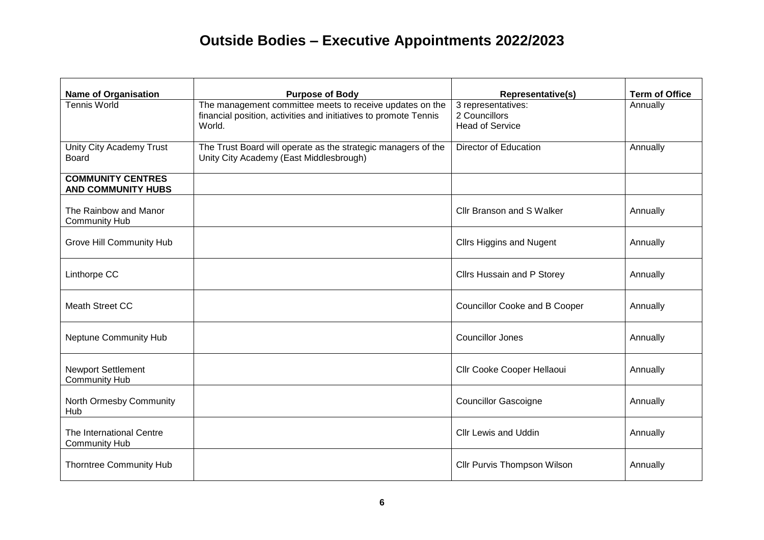# Outside Bodies – Executive Appointments 2022/2023

| Name of Organisation | Purpose of Body | Representative(s) | Term of Office |
|---|---|---|---|
| Tennis World | The management committee meets to receive updates on the financial position, activities and initiatives to promote Tennis World. | 3 representatives:<br>2 Councillors<br>Head of Service | Annually |
| Unity City Academy Trust Board | The Trust Board will operate as the strategic managers of the Unity City Academy (East Middlesbrough) | Director of Education | Annually |
| **COMMUNITY CENTRES AND COMMUNITY HUBS** | | | |
| The Rainbow and Manor Community Hub | | Cllr Branson and S Walker | Annually |
| Grove Hill Community Hub | | Cllrs Higgins and Nugent | Annually |
| Linthorpe CC | | Cllrs Hussain and P Storey | Annually |
| Meath Street CC | | Councillor Cooke and B Cooper | Annually |
| Neptune Community Hub | | Councillor Jones | Annually |
| Newport Settlement Community Hub | | Cllr Cooke Cooper Hellaoui | Annually |
| North Ormesby Community Hub | | Councillor Gascoigne | Annually |
| The International Centre Community Hub | | Cllr Lewis and Uddin | Annually |
| Thorntree Community Hub | | Cllr Purvis Thompson Wilson | Annually |